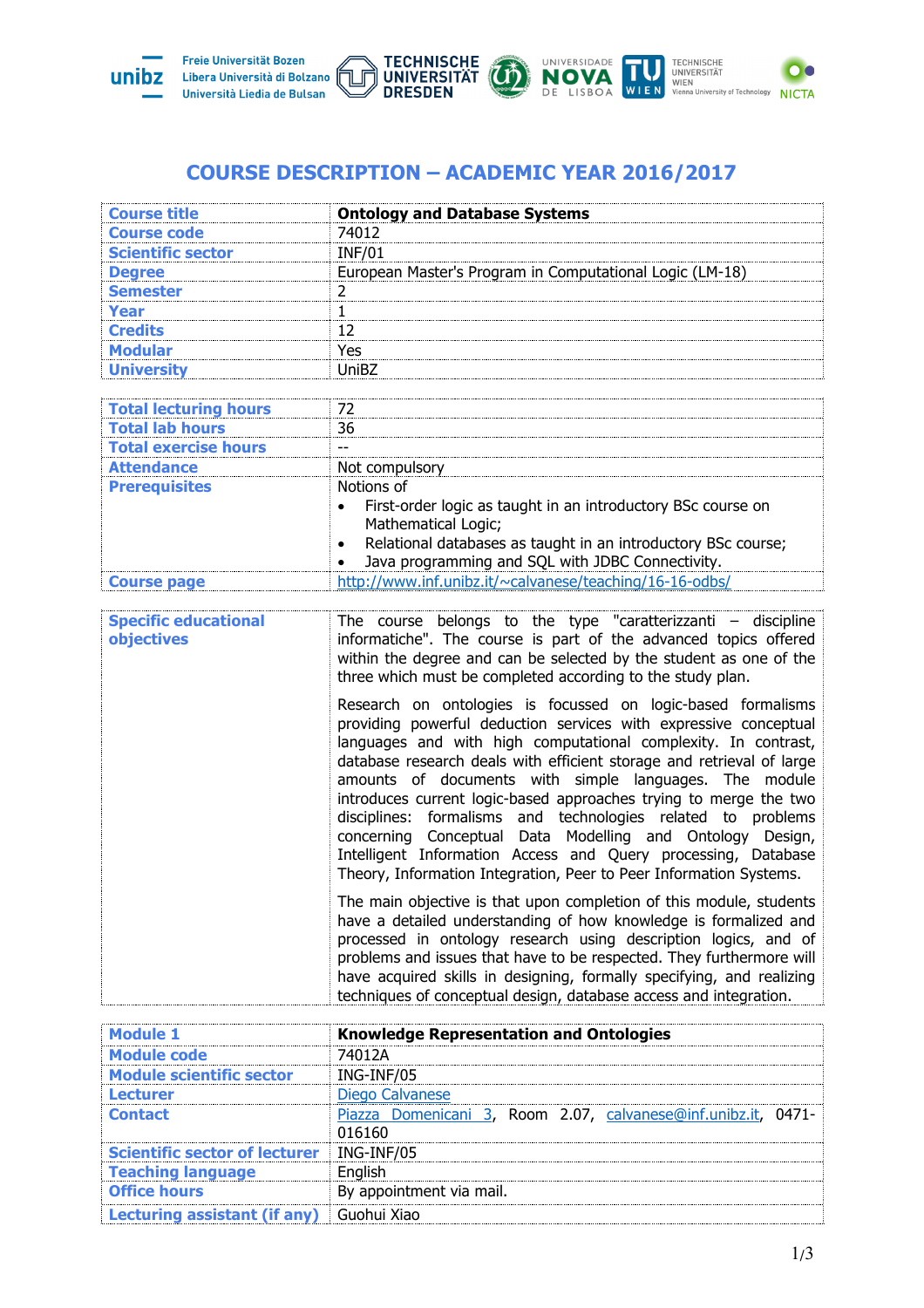# COURSE DESCRIPTION – ACADEMIC YEAR 2016/2017

| | |
|---|---|
| **Course title** | **Ontology and Database Systems** |
| **Course code** | 74012 |
| **Scientific sector** | INF/01 |
| **Degree** | European Master's Program in Computational Logic (LM-18) |
| **Semester** | 2 |
| **Year** | 1 |
| **Credits** | 12 |
| **Modular** | Yes |
| **University** | UniBZ |

| | |
|---|---|
| **Total lecturing hours** | 72 |
| **Total lab hours** | 36 |
| **Total exercise hours** | -- |
| **Attendance** | Not compulsory |
| **Prerequisites** | Notions of<br>• First-order logic as taught in an introductory BSc course on Mathematical Logic;<br>• Relational databases as taught in an introductory BSc course;<br>• Java programming and SQL with JDBC Connectivity. |
| **Course page** | http://www.inf.unibz.it/~calvanese/teaching/16-16-odbs/ |

| | |
|---|---|
| **Specific educational objectives** | The course belongs to the type "caratterizzanti – discipline informatiche". The course is part of the advanced topics offered within the degree and can be selected by the student as one of the three which must be completed according to the study plan.<br><br>Research on ontologies is focussed on logic-based formalisms providing powerful deduction services with expressive conceptual languages and with high computational complexity. In contrast, database research deals with efficient storage and retrieval of large amounts of documents with simple languages. The module introduces current logic-based approaches trying to merge the two disciplines: formalisms and technologies related to problems concerning Conceptual Data Modelling and Ontology Design, Intelligent Information Access and Query processing, Database Theory, Information Integration, Peer to Peer Information Systems.<br><br>The main objective is that upon completion of this module, students have a detailed understanding of how knowledge is formalized and processed in ontology research using description logics, and of problems and issues that have to be respected. They furthermore will have acquired skills in designing, formally specifying, and realizing techniques of conceptual design, database access and integration. |

| | |
|---|---|
| **Module 1** | **Knowledge Representation and Ontologies** |
| **Module code** | 74012A |
| **Module scientific sector** | ING-INF/05 |
| **Lecturer** | Diego Calvanese |
| **Contact** | Piazza Domenicani 3, Room 2.07, calvanese@inf.unibz.it, 0471-016160 |
| **Scientific sector of lecturer** | ING-INF/05 |
| **Teaching language** | English |
| **Office hours** | By appointment via mail. |
| **Lecturing assistant (if any)** | Guohui Xiao |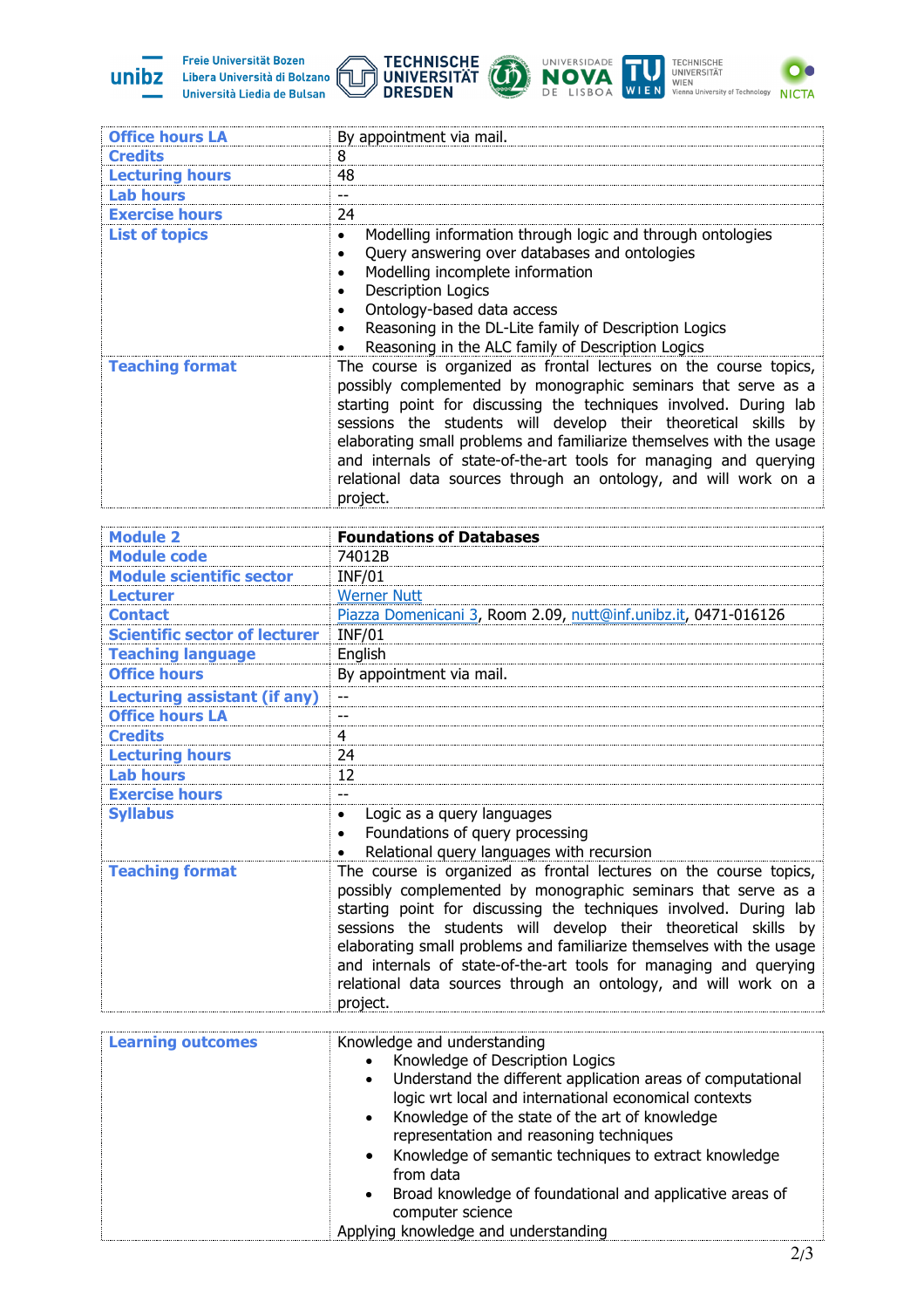| | |
|---|---|
| **Office hours LA** | By appointment via mail. |
| **Credits** | 8 |
| **Lecturing hours** | 48 |
| **Lab hours** | -- |
| **Exercise hours** | 24 |
| **List of topics** | • Modelling information through logic and through ontologies<br>• Query answering over databases and ontologies<br>• Modelling incomplete information<br>• Description Logics<br>• Ontology-based data access<br>• Reasoning in the DL-Lite family of Description Logics<br>• Reasoning in the ALC family of Description Logics |
| **Teaching format** | The course is organized as frontal lectures on the course topics, possibly complemented by monographic seminars that serve as a starting point for discussing the techniques involved. During lab sessions the students will develop their theoretical skills by elaborating small problems and familiarize themselves with the usage and internals of state-of-the-art tools for managing and querying relational data sources through an ontology, and will work on a project. |

| | |
|---|---|
| **Module 2** | **Foundations of Databases** |
| **Module code** | 74012B |
| **Module scientific sector** | INF/01 |
| **Lecturer** | Werner Nutt |
| **Contact** | Piazza Domenicani 3, Room 2.09, nutt@inf.unibz.it, 0471-016126 |
| **Scientific sector of lecturer** | INF/01 |
| **Teaching language** | English |
| **Office hours** | By appointment via mail. |
| **Lecturing assistant (if any)** | -- |
| **Office hours LA** | -- |
| **Credits** | 4 |
| **Lecturing hours** | 24 |
| **Lab hours** | 12 |
| **Exercise hours** | -- |
| **Syllabus** | • Logic as a query languages<br>• Foundations of query processing<br>• Relational query languages with recursion |
| **Teaching format** | The course is organized as frontal lectures on the course topics, possibly complemented by monographic seminars that serve as a starting point for discussing the techniques involved. During lab sessions the students will develop their theoretical skills by elaborating small problems and familiarize themselves with the usage and internals of state-of-the-art tools for managing and querying relational data sources through an ontology, and will work on a project. |

| | |
|---|---|
| **Learning outcomes** | Knowledge and understanding<br>• Knowledge of Description Logics<br>• Understand the different application areas of computational logic wrt local and international economical contexts<br>• Knowledge of the state of the art of knowledge representation and reasoning techniques<br>• Knowledge of semantic techniques to extract knowledge from data<br>• Broad knowledge of foundational and applicative areas of computer science<br>Applying knowledge and understanding |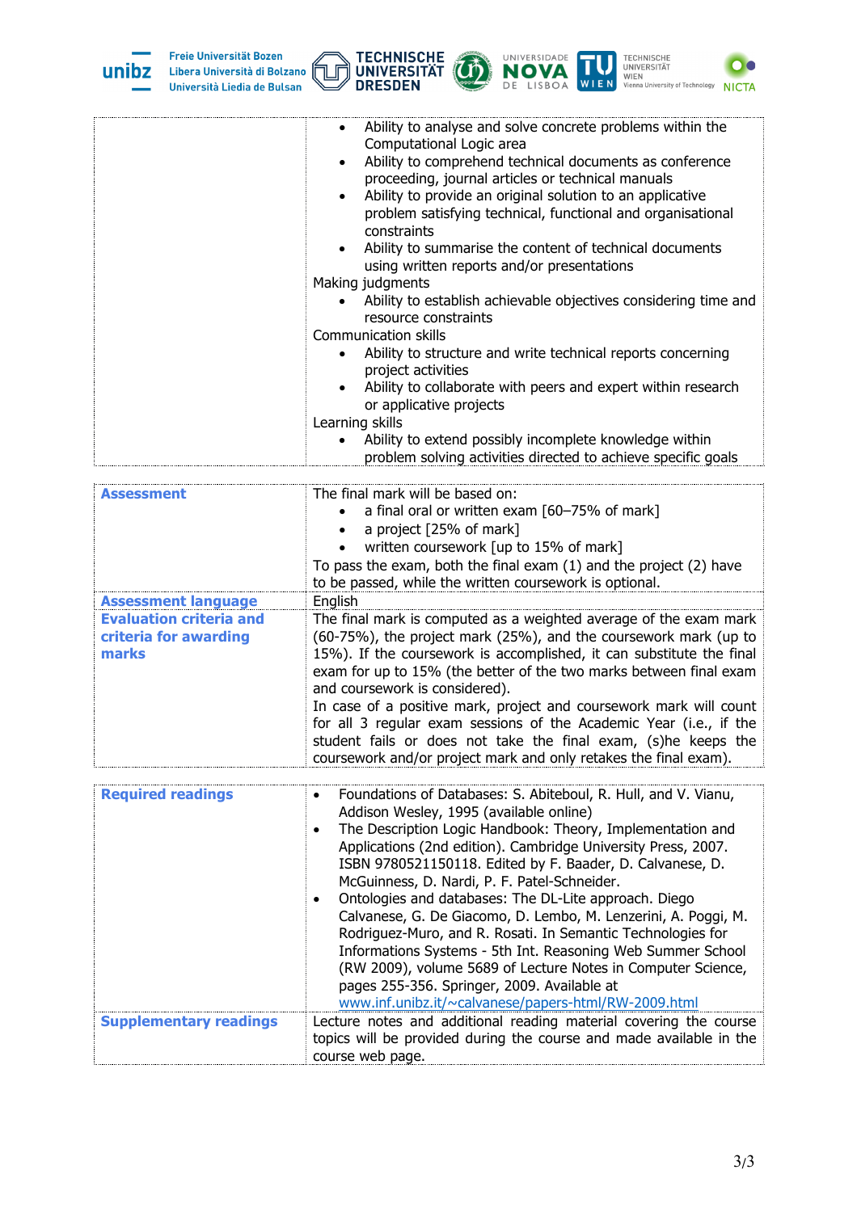| | |
|---|---|
| | • Ability to analyse and solve concrete problems within the Computational Logic area<br>• Ability to comprehend technical documents as conference proceeding, journal articles or technical manuals<br>• Ability to provide an original solution to an applicative problem satisfying technical, functional and organisational constraints<br>• Ability to summarise the content of technical documents using written reports and/or presentations<br>Making judgments<br>• Ability to establish achievable objectives considering time and resource constraints<br>Communication skills<br>• Ability to structure and write technical reports concerning project activities<br>• Ability to collaborate with peers and expert within research or applicative projects<br>Learning skills<br>• Ability to extend possibly incomplete knowledge within problem solving activities directed to achieve specific goals |

| | |
|---|---|
| **Assessment** | The final mark will be based on:<br>• a final oral or written exam [60–75% of mark]<br>• a project [25% of mark]<br>• written coursework [up to 15% of mark]<br>To pass the exam, both the final exam (1) and the project (2) have to be passed, while the written coursework is optional. |
| **Assessment language** | English |
| **Evaluation criteria and criteria for awarding marks** | The final mark is computed as a weighted average of the exam mark (60-75%), the project mark (25%), and the coursework mark (up to 15%). If the coursework is accomplished, it can substitute the final exam for up to 15% (the better of the two marks between final exam and coursework is considered).<br>In case of a positive mark, project and coursework mark will count for all 3 regular exam sessions of the Academic Year (i.e., if the student fails or does not take the final exam, (s)he keeps the coursework and/or project mark and only retakes the final exam). |

| | |
|---|---|
| **Required readings** | • Foundations of Databases: S. Abiteboul, R. Hull, and V. Vianu, Addison Wesley, 1995 (available online)<br>• The Description Logic Handbook: Theory, Implementation and Applications (2nd edition). Cambridge University Press, 2007. ISBN 9780521150118. Edited by F. Baader, D. Calvanese, D. McGuinness, D. Nardi, P. F. Patel-Schneider.<br>• Ontologies and databases: The DL-Lite approach. Diego Calvanese, G. De Giacomo, D. Lembo, M. Lenzerini, A. Poggi, M. Rodriguez-Muro, and R. Rosati. In Semantic Technologies for Informations Systems - 5th Int. Reasoning Web Summer School (RW 2009), volume 5689 of Lecture Notes in Computer Science, pages 255-356. Springer, 2009. Available at www.inf.unibz.it/~calvanese/papers-html/RW-2009.html |
| **Supplementary readings** | Lecture notes and additional reading material covering the course topics will be provided during the course and made available in the course web page. |